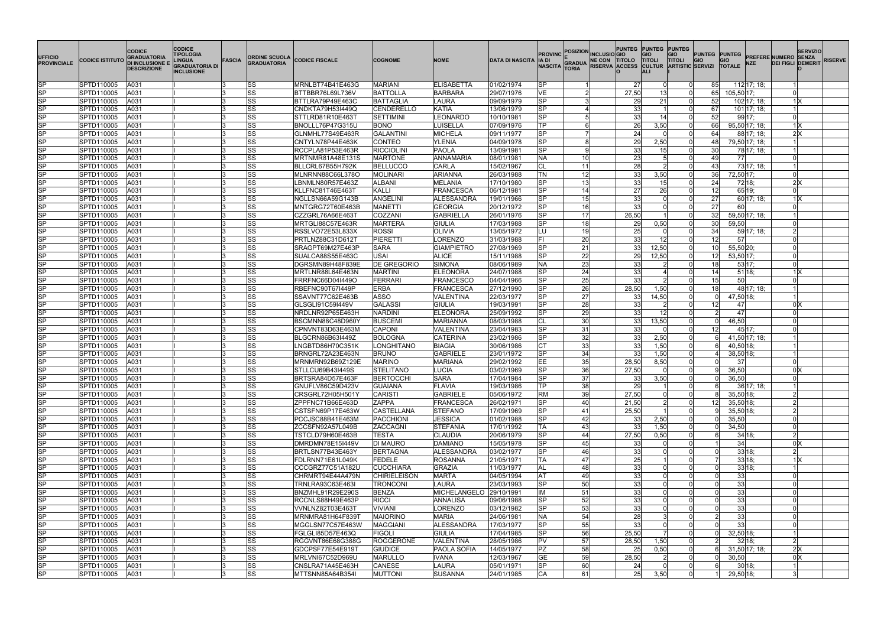| UFFICIO PROVINCIALE | CODICE ISTITUTO | CODICE GRADUATORIA DI INCLUSIONE E DESCRIZIONE | CODICE TIPOLOGIA LINGUA GRADUATORIA DI INCLUSIONE | FASCIA | ORDINE SCUOLA GRADUATORIA | CODICE FISCALE | COGNOME | NOME | DATA DI NASCITA | PROVINCIA DI NASCITA | POSIZIONE GRADUATORIA | INCLUSIONE CON RISERVA | PUNTEGGIO TITOLO ACCESSO | PUNTEGGIO TITOLI CULTURALI | PUNTEGGIO TITOLI ARTISTICI | PUNTEGGIO SERVIZI | PUNTEGGIO TOTALE | PREFERENZE | NUMERO DEI FIGLI | SERVIZIO SENZA DEMERITO | RISERVE |
|---|---|---|---|---|---|---|---|---|---|---|---|---|---|---|---|---|---|---|---|---|---|
| SP | SPTD110005 | A031 | I | 3 | SS | MRNLBT74B41E463G | MARIANI | ELISABETTA | 01/02/1974 | SP | 1 | | 27 | 0 | 0 | 85 | 112 | 17; 18; | 1 | | |
| SP | SPTD110005 | A031 | I | 3 | SS | BTTBBR76L69L736V | BATTOLLA | BARBARA | 29/07/1976 | VE | 2 | | 27,50 | 13 | 0 | 65 | 105,50 | 17; | 0 | | |
| SP | SPTD110005 | A031 | I | 3 | SS | BTTLRA79P49E463C | BATTAGLIA | LAURA | 09/09/1979 | SP | 3 | | 29 | 21 | 0 | 52 | 102 | 17; 18; | 1 | X | |
| SP | SPTD110005 | A031 | I | 3 | SS | CNDKTA79H53I449Q | CENDERELLO | KATIA | 13/06/1979 | SP | 4 | | 33 | 1 | 0 | 67 | 101 | 17; 18; | 1 | | |
| SP | SPTD110005 | A031 | I | 3 | SS | STTLRD81R10E463T | SETTIMINI | LEONARDO | 10/10/1981 | SP | 5 | | 33 | 14 | 0 | 52 | 99 | 17; | 0 | | |
| SP | SPTD110005 | A031 | I | 3 | SS | BNOLLL76P47G315U | BONO | LUISELLA | 07/09/1976 | TP | 6 | | 26 | 3,50 | 0 | 66 | 95,50 | 17; 18; | 1 | X | |
| SP | SPTD110005 | A031 | I | 3 | SS | GLNMHL77S49E463R | GALANTINI | MICHELA | 09/11/1977 | SP | 7 | | 24 | 0 | 0 | 64 | 88 | 17; 18; | 2 | X | |
| SP | SPTD110005 | A031 | I | 3 | SS | CNTYLN78P44E463K | CONTEO | YLENIA | 04/09/1978 | SP | 8 | | 29 | 2,50 | 0 | 48 | 79,50 | 17; 18; | 1 | | |
| SP | SPTD110005 | A031 | I | 3 | SS | RCCPLA81P53E463R | RICCIOLINI | PAOLA | 13/09/1981 | SP | 9 | | 33 | 15 | 0 | 30 | 78 | 17; 18; | 1 | | |
| SP | SPTD110005 | A031 | I | 3 | SS | MRTNMR81A48E131S | MARTONE | ANNAMARIA | 08/01/1981 | NA | 10 | | 23 | 5 | 0 | 49 | 77 | | 0 | | |
| SP | SPTD110005 | A031 | I | 3 | SS | BLLCRL67B55H792K | BELLUCCO | CARLA | 15/02/1967 | CL | 11 | | 28 | 2 | 0 | 43 | 73 | 17; 18; | 1 | | |
| SP | SPTD110005 | A031 | I | 3 | SS | MLNRNN88C66L378O | MOLINARI | ARIANNA | 26/03/1988 | TN | 12 | | 33 | 3,50 | 0 | 36 | 72,50 | 17; | 0 | | |
| SP | SPTD110005 | A031 | I | 3 | SS | LBNMLN80R57E463Z | ALBANI | MELANIA | 17/10/1980 | SP | 13 | | 33 | 15 | 0 | 24 | 72 | 18; | 2 | X | |
| SP | SPTD110005 | A031 | I | 3 | SS | KLLFNC81T46E463T | KALLI | FRANCESCA | 06/12/1981 | SP | 14 | | 27 | 26 | 0 | 12 | 65 | 19; | 0 | | |
| SP | SPTD110005 | A031 | I | 3 | SS | NGLLSN66A59G143B | ANGELINI | ALESSANDRA | 19/01/1966 | SP | 15 | | 33 | 0 | 0 | 27 | 60 | 17; 18; | 1 | X | |
| SP | SPTD110005 | A031 | I | 3 | SS | MNTGRG72T60E463B | MANETTI | GEORGIA | 20/12/1972 | SP | 16 | | 33 | 0 | 0 | 27 | 60 | | 0 | | |
| SP | SPTD110005 | A031 | I | 3 | SS | CZZGRL76A66E463T | COZZANI | GABRIELLA | 26/01/1976 | SP | 17 | | 26,50 | 1 | 0 | 32 | 59,50 | 17; 18; | 1 | | |
| SP | SPTD110005 | A031 | I | 3 | SS | MRTGLI88C57E463R | MARTERA | GIULIA | 17/03/1988 | SP | 18 | | 29 | 0,50 | 0 | 30 | 59,50 | | 0 | | |
| SP | SPTD110005 | A031 | I | 3 | SS | RSSLVO72E53L833X | ROSSI | OLIVIA | 13/05/1972 | LU | 19 | | 25 | 0 | 0 | 34 | 59 | 17; 18; | 2 | | |
| SP | SPTD110005 | A031 | I | 3 | SS | PRTLNZ88C31D612T | PIERETTI | LORENZO | 31/03/1988 | FI | 20 | | 33 | 12 | 0 | 12 | 57 | | 0 | | |
| SP | SPTD110005 | A031 | I | 3 | SS | SRAGPT69M27E463P | SARA | GIAMPIETRO | 27/08/1969 | SP | 21 | | 33 | 12,50 | 0 | 10 | 55,50 | 20; | 0 | | |
| SP | SPTD110005 | A031 | I | 3 | SS | SUALCA88S55E463C | USAI | ALICE | 15/11/1988 | SP | 22 | | 29 | 12,50 | 0 | 12 | 53,50 | 17; | 0 | | |
| SP | SPTD110005 | A031 | I | 3 | SS | DGRSMN89H48F839E | DE GREGORIO | SIMONA | 08/06/1989 | NA | 23 | | 33 | 2 | 0 | 18 | 53 | 17; | 0 | | |
| SP | SPTD110005 | A031 | I | 3 | SS | MRTLNR88L64E463N | MARTINI | ELEONORA | 24/07/1988 | SP | 24 | | 33 | 4 | 0 | 14 | 51 | 18; | 1 | X | |
| SP | SPTD110005 | A031 | I | 3 | SS | FRRFNC66D04I449O | FERRARI | FRANCESCO | 04/04/1966 | SP | 25 | | 33 | 2 | 0 | 15 | 50 | | 0 | | |
| SP | SPTD110005 | A031 | I | 3 | SS | RBEFNC90T67I449P | ERBA | FRANCESCA | 27/12/1990 | SP | 26 | | 28,50 | 1,50 | 0 | 18 | 48 | 17; 18; | 1 | | |
| SP | SPTD110005 | A031 | I | 3 | SS | SSAVNT77C62E463B | ASSO | VALENTINA | 22/03/1977 | SP | 27 | | 33 | 14,50 | 0 | 0 | 47,50 | 18; | 1 | | |
| SP | SPTD110005 | A031 | I | 3 | SS | GLSGLI91C59I449V | GALASSI | GIULIA | 19/03/1991 | SP | 28 | | 33 | 2 | 0 | 12 | 47 | | 0 | X | |
| SP | SPTD110005 | A031 | I | 3 | SS | NRDLNR92P65E463H | NARDINI | ELEONORA | 25/09/1992 | SP | 29 | | 33 | 12 | 0 | 2 | 47 | | 0 | | |
| SP | SPTD110005 | A031 | I | 3 | SS | BSCMNN88C48D960Y | BUSCEMI | MARIANNA | 08/03/1988 | CL | 30 | | 33 | 13,50 | 0 | 0 | 46,50 | | 0 | | |
| SP | SPTD110005 | A031 | I | 3 | SS | CPNVNT83D63E463M | CAPONI | VALENTINA | 23/04/1983 | SP | 31 | | 33 | 0 | 0 | 12 | 45 | 17; | 0 | | |
| SP | SPTD110005 | A031 | I | 3 | SS | BLGCRN86B63I449Z | BOLOGNA | CATERINA | 23/02/1986 | SP | 32 | | 33 | 2,50 | 0 | 6 | 41,50 | 17; 18; | 1 | | |
| SP | SPTD110005 | A031 | I | 3 | SS | LNGBTD86H70C351K | LONGHITANO | BIAGIA | 30/06/1986 | CT | 33 | | 33 | 1,50 | 0 | 6 | 40,50 | 18; | 1 | | |
| SP | SPTD110005 | A031 | I | 3 | SS | BRNGRL72A23E463N | BRUNO | GABRIELE | 23/01/1972 | SP | 34 | | 33 | 1,50 | 0 | 4 | 38,50 | 18; | 1 | | |
| SP | SPTD110005 | A031 | I | 3 | SS | MRNMRN92B69Z129E | MARINO | MARIANA | 29/02/1992 | EE | 35 | | 28,50 | 8,50 | 0 | 0 | 37 | | 0 | | |
| SP | SPTD110005 | A031 | I | 3 | SS | STLLCU69B43I449S | STELITANO | LUCIA | 03/02/1969 | SP | 36 | | 27,50 | 0 | 0 | 9 | 36,50 | | 0 | X | |
| SP | SPTD110005 | A031 | I | 3 | SS | BRTSRA84D57E463F | BERTOCCHI | SARA | 17/04/1984 | SP | 37 | | 33 | 3,50 | 0 | 0 | 36,50 | | 0 | | |
| SP | SPTD110005 | A031 | I | 3 | SS | GNUFLV86C59D423V | GUAIANA | FLAVIA | 19/03/1986 | TP | 38 | | 29 | 1 | 0 | 6 | 36 | 17; 18; | 1 | | |
| SP | SPTD110005 | A031 | I | 3 | SS | CRSGRL72H05H501Y | CARISTI | GABRIELE | 05/06/1972 | RM | 39 | | 27,50 | 0 | 0 | 8 | 35,50 | 18; | 2 | | |
| SP | SPTD110005 | A031 | I | 3 | SS | ZPPFNC71B66E463D | ZAPPA | FRANCESCA | 26/02/1971 | SP | 40 | | 21,50 | 2 | 0 | 12 | 35,50 | 18; | 2 | | |
| SP | SPTD110005 | A031 | I | 3 | SS | CSTSFN69P17E463W | CASTELLANA | STEFANO | 17/09/1969 | SP | 41 | | 25,50 | 1 | 0 | 9 | 35,50 | 18; | 2 | | |
| SP | SPTD110005 | A031 | I | 3 | SS | PCCJSC88B41E463M | PACCHIONI | JESSICA | 01/02/1988 | SP | 42 | | 33 | 2,50 | 0 | 0 | 35,50 | | 0 | | |
| SP | SPTD110005 | A031 | I | 3 | SS | ZCCSFN92A57L049B | ZACCAGNI | STEFANIA | 17/01/1992 | TA | 43 | | 33 | 1,50 | 0 | 0 | 34,50 | | 0 | | |
| SP | SPTD110005 | A031 | I | 3 | SS | TSTCLD79H60E463B | TESTA | CLAUDIA | 20/06/1979 | SP | 44 | | 27,50 | 0,50 | 0 | 6 | 34 | 18; | 2 | | |
| SP | SPTD110005 | A031 | I | 3 | SS | DMRDMN78E15I449V | DI MAURO | DAMIANO | 15/05/1978 | SP | 45 | | 33 | 0 | 0 | 1 | 34 | | 0 | X | |
| SP | SPTD110005 | A031 | I | 3 | SS | BRTLSN77B43E463Y | BERTAGNA | ALESSANDRA | 03/02/1977 | SP | 46 | | 33 | 0 | 0 | 0 | 33 | 18; | 2 | | |
| SP | SPTD110005 | A031 | I | 3 | SS | FDLRNN71E61L049K | FEDELE | ROSANNA | 21/05/1971 | TA | 47 | | 25 | 1 | 0 | 7 | 33 | 18; | 1 | X | |
| SP | SPTD110005 | A031 | I | 3 | SS | CCCGRZ77C51A182U | CUCCHIARA | GRAZIA | 11/03/1977 | AL | 48 | | 33 | 0 | 0 | 0 | 33 | 18; | 1 | | |
| SP | SPTD110005 | A031 | I | 3 | SS | CHRMRT94E44A479N | CHIRIELEISON | MARTA | 04/05/1994 | AT | 49 | | 33 | 0 | 0 | 0 | 33 | | 0 | | |
| SP | SPTD110005 | A031 | I | 3 | SS | TRNLRA93C63E463I | TRONCONI | LAURA | 23/03/1993 | SP | 50 | | 33 | 0 | 0 | 0 | 33 | | 0 | | |
| SP | SPTD110005 | A031 | I | 3 | SS | BNZMHL91R29E290S | BENZA | MICHELANGELO | 29/10/1991 | IM | 51 | | 33 | 0 | 0 | 0 | 33 | | 0 | | |
| SP | SPTD110005 | A031 | I | 3 | SS | RCCNLS88H49E463P | RICCI | ANNALISA | 09/06/1988 | SP | 52 | | 33 | 0 | 0 | 0 | 33 | | 0 | | |
| SP | SPTD110005 | A031 | I | 3 | SS | VVNLNZ82T03E463T | VIVIANI | LORENZO | 03/12/1982 | SP | 53 | | 33 | 0 | 0 | 0 | 33 | | 0 | | |
| SP | SPTD110005 | A031 | I | 3 | SS | MRNMRA81H64F839T | MAIORINO | MARIA | 24/06/1981 | NA | 54 | | 28 | 3 | 0 | 2 | 33 | | 0 | | |
| SP | SPTD110005 | A031 | I | 3 | SS | MGGLSN77C57E463W | MAGGIANI | ALESSANDRA | 17/03/1977 | SP | 55 | | 33 | 0 | 0 | 0 | 33 | | 0 | | |
| SP | SPTD110005 | A031 | I | 3 | SS | FGLGLI85D57E463Q | FIGOLI | GIULIA | 17/04/1985 | SP | 56 | | 25,50 | 7 | 0 | 0 | 32,50 | 18; | 1 | | |
| SP | SPTD110005 | A031 | I | 3 | SS | RGGVNT86E68G388G | ROGGERONE | VALENTINA | 28/05/1986 | PV | 57 | | 28,50 | 1,50 | 0 | 2 | 32 | 18; | 2 | | |
| SP | SPTD110005 | A031 | I | 3 | SS | GDCPSF77E54E919T | GIUDICE | PAOLA SOFIA | 14/05/1977 | PZ | 58 | | 25 | 0,50 | 0 | 6 | 31,50 | 17; 18; | 2 | X | |
| SP | SPTD110005 | A031 | I | 3 | SS | MRLVNI67C52D969U | MARULLO | IVANA | 12/03/1967 | GE | 59 | | 28,50 | 2 | 0 | 0 | 30,50 | | 0 | X | |
| SP | SPTD110005 | A031 | I | 3 | SS | CNSLRA71A45E463H | CANESE | LAURA | 05/01/1971 | SP | 60 | | 24 | 0 | 0 | 6 | 30 | 18; | 1 | | |
| SP | SPTD110005 | A031 | I | 3 | SS | MTTSNN85A64B354I | MUTTONI | SUSANNA | 24/01/1985 | CA | 61 | | 25 | 3,50 | 0 | 1 | 29,50 | 18; | 3 | | |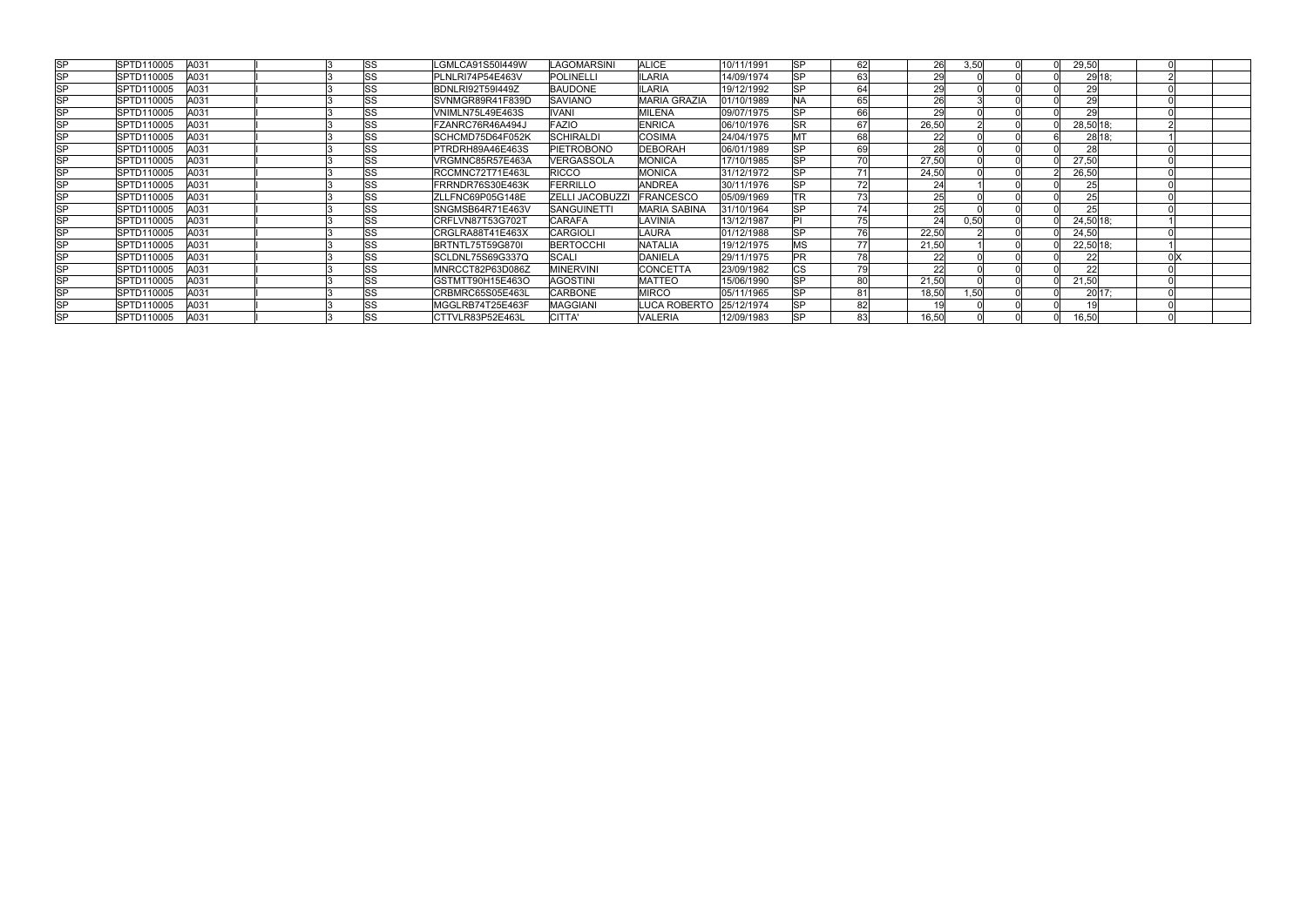| | | | | | | | | | | | | | | | | | | | | | | |
|---|---|---|---|---|---|---|---|---|---|---|---|---|---|---|---|---|---|---|---|---|---|---|
| SP | SPTD110005 | A031 | I | | 3 | SS | LGMLCA91S50I449W | LAGOMARSINI | ALICE | 10/11/1991 | SP | 62 | 26 | 3,50 | 0 | | 0 | 29,50 | | 0 | | |
| SP | SPTD110005 | A031 | I | | 3 | SS | PLNLRI74P54E463V | POLINELLI | ILARIA | 14/09/1974 | SP | 63 | 29 | 0 | 0 | | 0 | 29 | 18; | 2 | | |
| SP | SPTD110005 | A031 | I | | 3 | SS | BDNLRI92T59I449Z | BAUDONE | ILARIA | 19/12/1992 | SP | 64 | 29 | 0 | 0 | | 0 | 29 | | 0 | | |
| SP | SPTD110005 | A031 | I | | 3 | SS | SVNMGR89R41F839D | SAVIANO | MARIA GRAZIA | 01/10/1989 | NA | 65 | 26 | 3 | 0 | | 0 | 29 | | 0 | | |
| SP | SPTD110005 | A031 | I | | 3 | SS | VNIMLN75L49E463S | IVANI | MILENA | 09/07/1975 | SP | 66 | 29 | 0 | 0 | | 0 | 29 | | 0 | | |
| SP | SPTD110005 | A031 | I | | 3 | SS | FZANRC76R46A494J | FAZIO | ENRICA | 06/10/1976 | SR | 67 | 26,50 | 2 | 0 | | 0 | 28,50 | 18; | 2 | | |
| SP | SPTD110005 | A031 | I | | 3 | SS | SCHCMD75D64F052K | SCHIRALDI | COSIMA | 24/04/1975 | MT | 68 | 22 | 0 | 0 | | 6 | 28 | 18; | 1 | | |
| SP | SPTD110005 | A031 | I | | 3 | SS | PTRDRH89A46E463S | PIETROBONO | DEBORAH | 06/01/1989 | SP | 69 | 28 | 0 | 0 | | 0 | 28 | | 0 | | |
| SP | SPTD110005 | A031 | I | | 3 | SS | VRGMNC85R57E463A | VERGASSOLA | MONICA | 17/10/1985 | SP | 70 | 27,50 | 0 | 0 | | 0 | 27,50 | | 0 | | |
| SP | SPTD110005 | A031 | I | | 3 | SS | RCCMNC72T71E463L | RICCO | MONICA | 31/12/1972 | SP | 71 | 24,50 | 0 | 0 | | 2 | 26,50 | | 0 | | |
| SP | SPTD110005 | A031 | I | | 3 | SS | FRRNDR76S30E463K | FERRILLO | ANDREA | 30/11/1976 | SP | 72 | 24 | 1 | 0 | | 0 | 25 | | 0 | | |
| SP | SPTD110005 | A031 | I | | 3 | SS | ZLLFNC69P05G148E | ZELLI JACOBUZZI | FRANCESCO | 05/09/1969 | TR | 73 | 25 | 0 | 0 | | 0 | 25 | | 0 | | |
| SP | SPTD110005 | A031 | I | | 3 | SS | SNGMSB64R71E463V | SANGUINETTI | MARIA SABINA | 31/10/1964 | SP | 74 | 25 | 0 | 0 | | 0 | 25 | | 0 | | |
| SP | SPTD110005 | A031 | I | | 3 | SS | CRFLVN87T53G702T | CARAFA | LAVINIA | 13/12/1987 | PI | 75 | 24 | 0,50 | 0 | | 0 | 24,50 | 18; | 1 | | |
| SP | SPTD110005 | A031 | I | | 3 | SS | CRGLRA88T41E463X | CARGIOLI | LAURA | 01/12/1988 | SP | 76 | 22,50 | 2 | 0 | | 0 | 24,50 | | 0 | | |
| SP | SPTD110005 | A031 | I | | 3 | SS | BRTNTL75T59G870I | BERTOCCHI | NATALIA | 19/12/1975 | MS | 77 | 21,50 | 1 | 0 | | 0 | 22,50 | 18; | 1 | | |
| SP | SPTD110005 | A031 | I | | 3 | SS | SCLDNL75S69G337Q | SCALI | DANIELA | 29/11/1975 | PR | 78 | 22 | 0 | 0 | | 0 | 22 | | 0 | X | |
| SP | SPTD110005 | A031 | I | | 3 | SS | MNRCCT82P63D086Z | MINERVINI | CONCETTA | 23/09/1982 | CS | 79 | 22 | 0 | 0 | | 0 | 22 | | 0 | | |
| SP | SPTD110005 | A031 | I | | 3 | SS | GSTMTT90H15E463O | AGOSTINI | MATTEO | 15/06/1990 | SP | 80 | 21,50 | 0 | 0 | | 0 | 21,50 | | 0 | | |
| SP | SPTD110005 | A031 | I | | 3 | SS | CRBMRC65S05E463L | CARBONE | MIRCO | 05/11/1965 | SP | 81 | 18,50 | 1,50 | 0 | | 0 | 20 | 17; | 0 | | |
| SP | SPTD110005 | A031 | I | | 3 | SS | MGGLRB74T25E463F | MAGGIANI | LUCA ROBERTO | 25/12/1974 | SP | 82 | 19 | 0 | 0 | | 0 | 19 | | 0 | | |
| SP | SPTD110005 | A031 | I | | 3 | SS | CTTVLR83P52E463L | CITTA' | VALERIA | 12/09/1983 | SP | 83 | 16,50 | 0 | 0 | | 0 | 16,50 | | 0 | | |